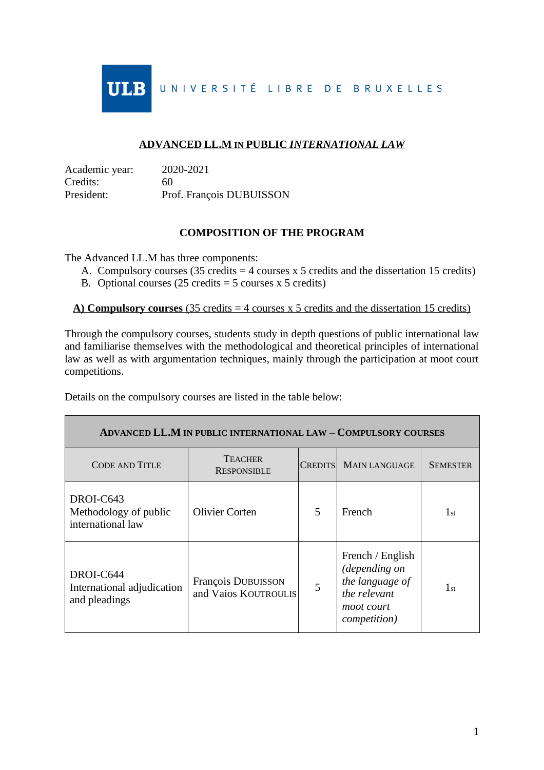ULB UNIVERSITÉ LIBRE DE BRUXELLES

# ADVANCED LL.M IN PUBLIC *INTERNATIONAL LAW*

Academic year: 2020-2021
Credits: 60
President: Prof. François DUBUISSON

## COMPOSITION OF THE PROGRAM

The Advanced LL.M has three components:

A. Compulsory courses (35 credits = 4 courses x 5 credits and the dissertation 15 credits)
B. Optional courses (25 credits = 5 courses x 5 credits)

### A) Compulsory courses (35 credits = 4 courses x 5 credits and the dissertation 15 credits)

Through the compulsory courses, students study in depth questions of public international law and familiarise themselves with the methodological and theoretical principles of international law as well as with argumentation techniques, mainly through the participation at moot court competitions.

Details on the compulsory courses are listed in the table below:

| ADVANCED LL.M IN PUBLIC INTERNATIONAL LAW – COMPULSORY COURSES | | | | |
|---|---|---|---|---|
| CODE AND TITLE | TEACHER RESPONSIBLE | CREDITS | MAIN LANGUAGE | SEMESTER |
| DROI-C643 Methodology of public international law | Olivier Corten | 5 | French | 1st |
| DROI-C644 International adjudication and pleadings | François DUBUISSON and Vaios KOUTROULIS | 5 | French / English *(depending on the language of the relevant moot court competition)* | 1st |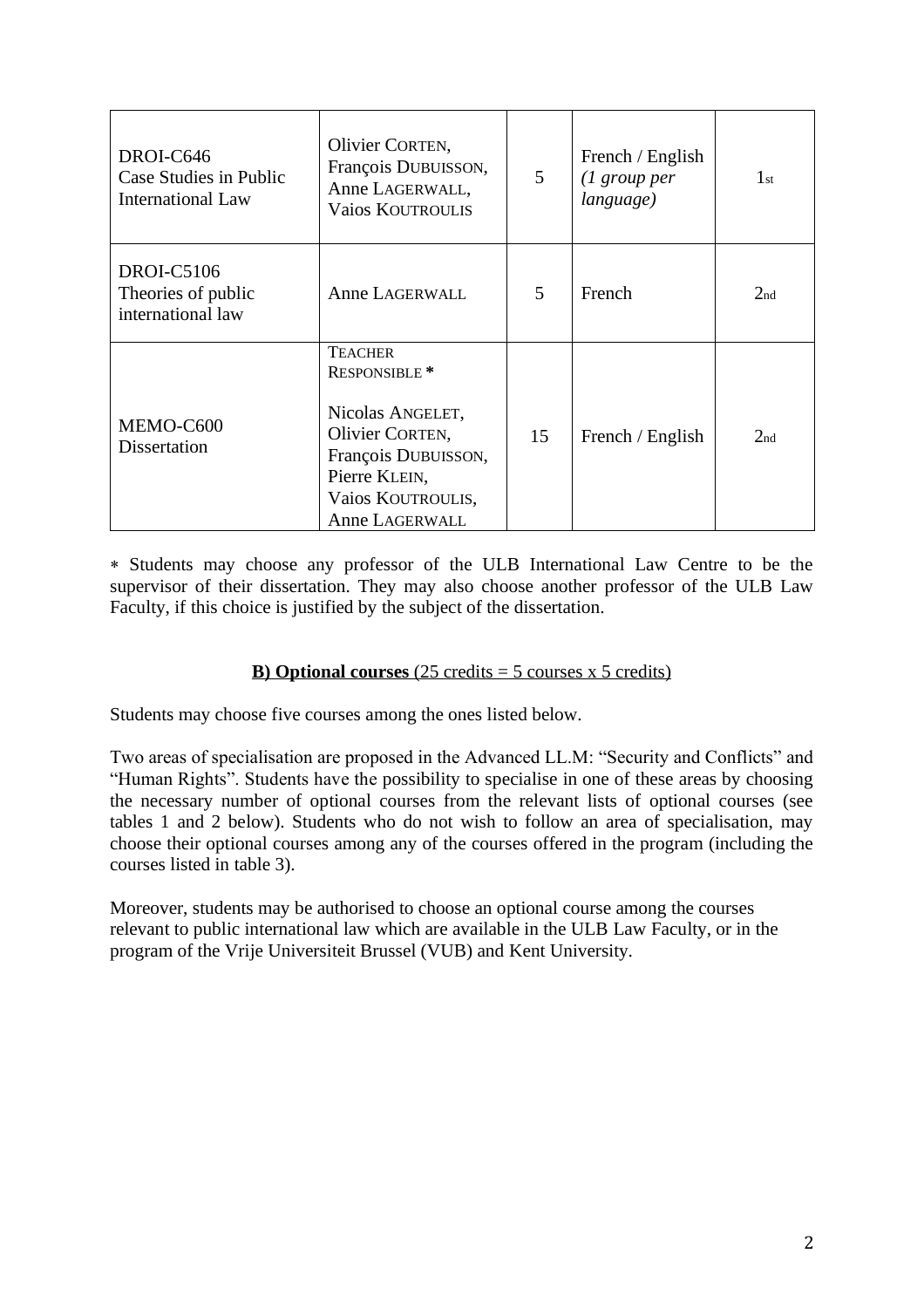| | | | | |
|---|---|---|---|---|
| DROI-C646 Case Studies in Public International Law | Olivier CORTEN, François DUBUISSON, Anne LAGERWALL, Vaios KOUTROULIS | 5 | French / English *(1 group per language)* | 1st |
| DROI-C5106 Theories of public international law | Anne LAGERWALL | 5 | French | 2nd |
| MEMO-C600 Dissertation | TEACHER RESPONSIBLE * <br><br> Nicolas ANGELET, Olivier CORTEN, François DUBUISSON, Pierre KLEIN, Vaios KOUTROULIS, Anne LAGERWALL | 15 | French / English | 2nd |

* Students may choose any professor of the ULB International Law Centre to be the supervisor of their dissertation. They may also choose another professor of the ULB Law Faculty, if this choice is justified by the subject of the dissertation.

### **B) Optional courses** (25 credits = 5 courses x 5 credits)

Students may choose five courses among the ones listed below.

Two areas of specialisation are proposed in the Advanced LL.M: "Security and Conflicts" and "Human Rights". Students have the possibility to specialise in one of these areas by choosing the necessary number of optional courses from the relevant lists of optional courses (see tables 1 and 2 below). Students who do not wish to follow an area of specialisation, may choose their optional courses among any of the courses offered in the program (including the courses listed in table 3).

Moreover, students may be authorised to choose an optional course among the courses relevant to public international law which are available in the ULB Law Faculty, or in the program of the Vrije Universiteit Brussel (VUB) and Kent University.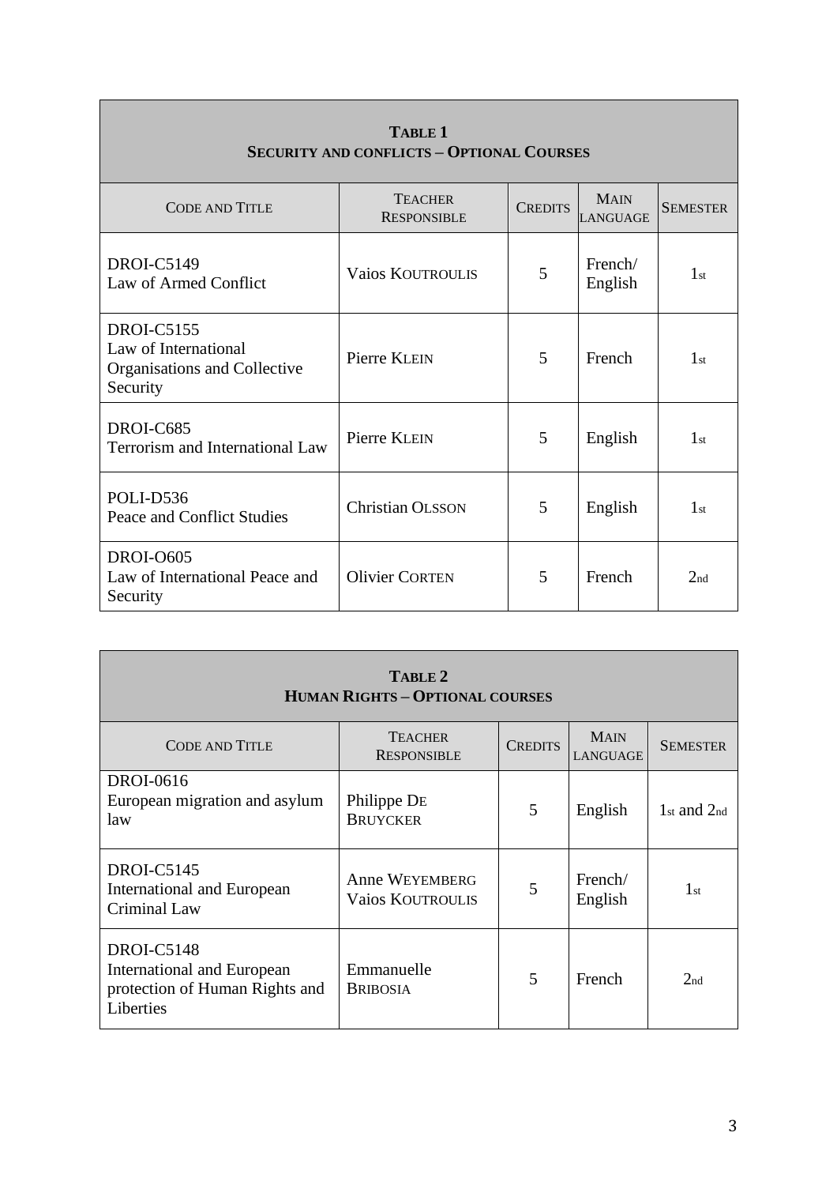| **TABLE 1**<br>**SECURITY AND CONFLICTS – OPTIONAL COURSES** | | | | |
|---|---|---|---|---|
| CODE AND TITLE | TEACHER RESPONSIBLE | CREDITS | MAIN LANGUAGE | SEMESTER |
| DROI-C5149<br>Law of Armed Conflict | Vaios KOUTROULIS | 5 | French/ English | 1st |
| DROI-C5155<br>Law of International Organisations and Collective Security | Pierre KLEIN | 5 | French | 1st |
| DROI-C685<br>Terrorism and International Law | Pierre KLEIN | 5 | English | 1st |
| POLI-D536<br>Peace and Conflict Studies | Christian OLSSON | 5 | English | 1st |
| DROI-O605<br>Law of International Peace and Security | Olivier CORTEN | 5 | French | 2nd |

| **TABLE 2**<br>**HUMAN RIGHTS – OPTIONAL COURSES** | | | | |
|---|---|---|---|---|
| CODE AND TITLE | TEACHER RESPONSIBLE | CREDITS | MAIN LANGUAGE | SEMESTER |
| DROI-0616<br>European migration and asylum law | Philippe DE BRUYCKER | 5 | English | 1st and 2nd |
| DROI-C5145<br>International and European Criminal Law | Anne WEYEMBERG<br>Vaios KOUTROULIS | 5 | French/ English | 1st |
| DROI-C5148<br>International and European protection of Human Rights and Liberties | Emmanuelle BRIBOSIA | 5 | French | 2nd |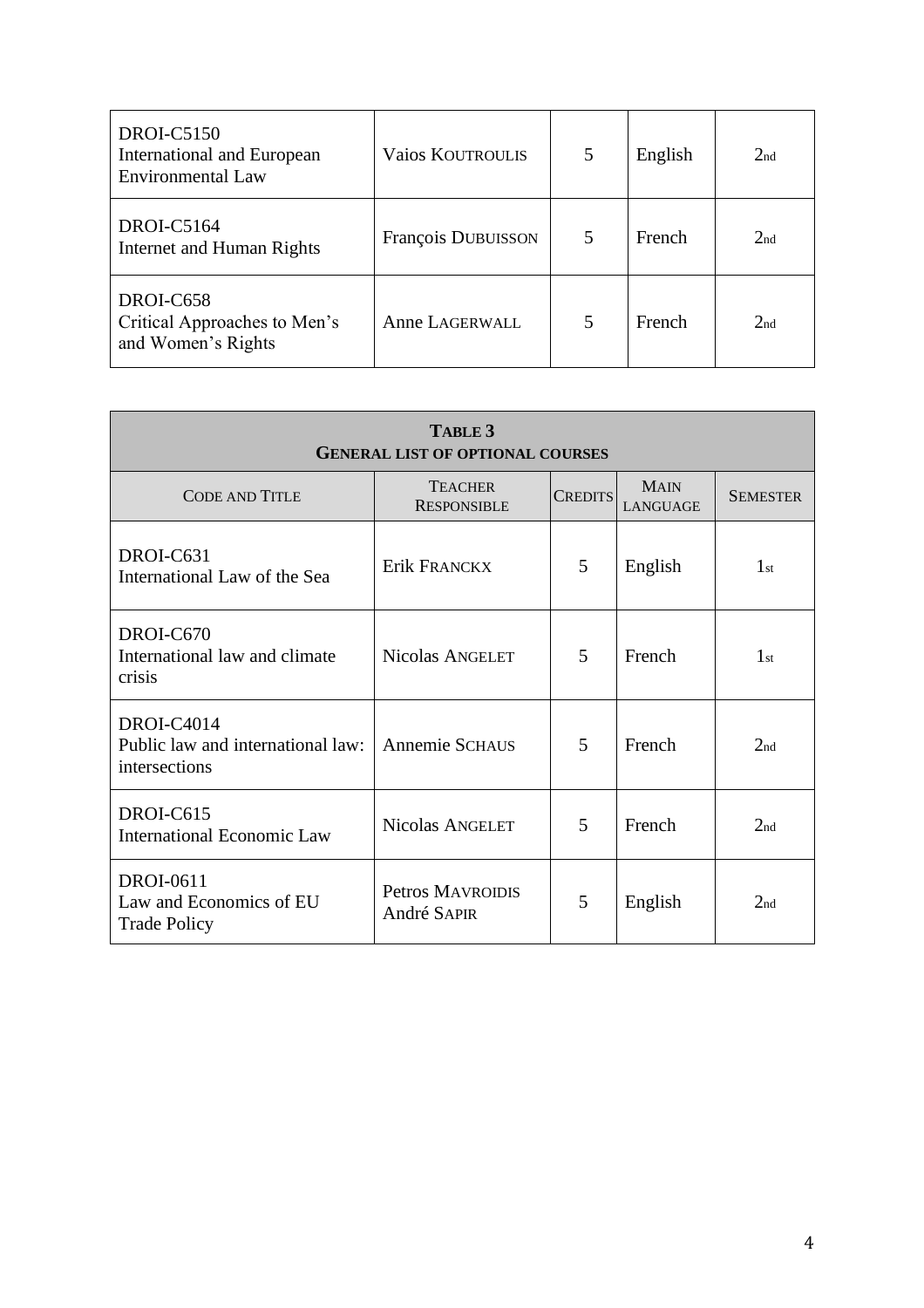| | | | | |
|---|---|---|---|---|
| DROI-C5150<br>International and European Environmental Law | Vaios KOUTROULIS | 5 | English | 2nd |
| DROI-C5164<br>Internet and Human Rights | François DUBUISSON | 5 | French | 2nd |
| DROI-C658<br>Critical Approaches to Men's and Women's Rights | Anne LAGERWALL | 5 | French | 2nd |

**TABLE 3**
**GENERAL LIST OF OPTIONAL COURSES**

| CODE AND TITLE | TEACHER RESPONSIBLE | CREDITS | MAIN LANGUAGE | SEMESTER |
|---|---|---|---|---|
| DROI-C631<br>International Law of the Sea | Erik FRANCKX | 5 | English | 1st |
| DROI-C670<br>International law and climate crisis | Nicolas ANGELET | 5 | French | 1st |
| DROI-C4014<br>Public law and international law: intersections | Annemie SCHAUS | 5 | French | 2nd |
| DROI-C615<br>International Economic Law | Nicolas ANGELET | 5 | French | 2nd |
| DROI-0611<br>Law and Economics of EU Trade Policy | Petros MAVROIDIS<br>André SAPIR | 5 | English | 2nd |